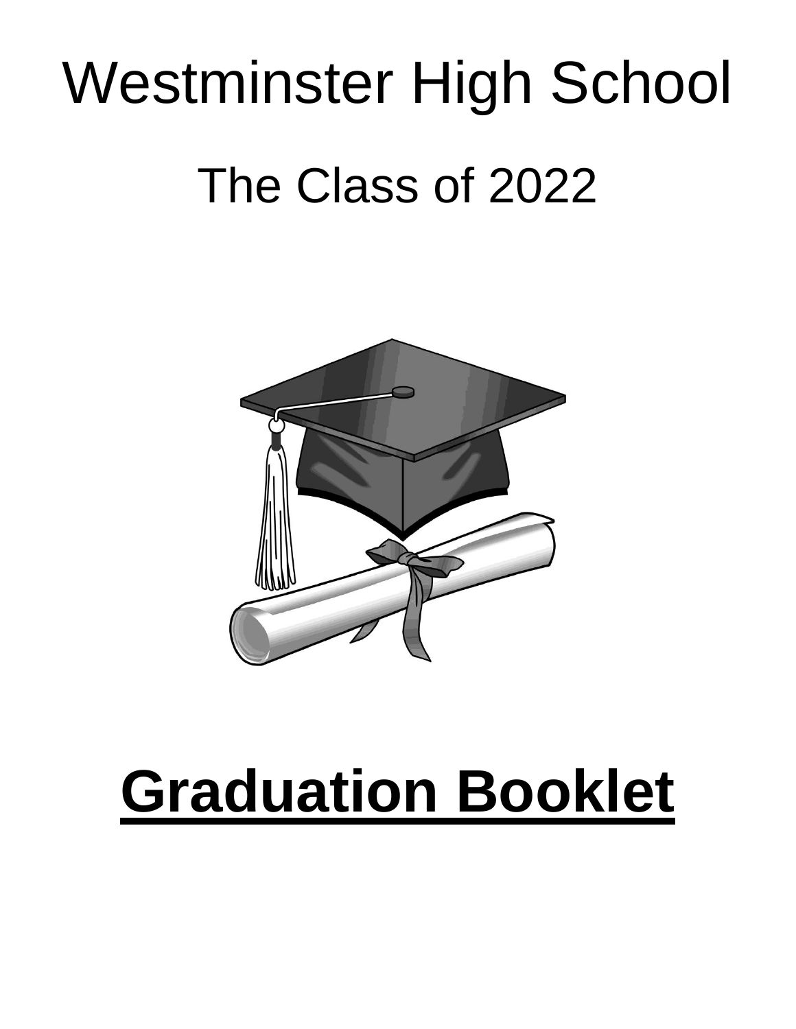# Westminster High School

## The Class of 2022

# **Graduation Booklet**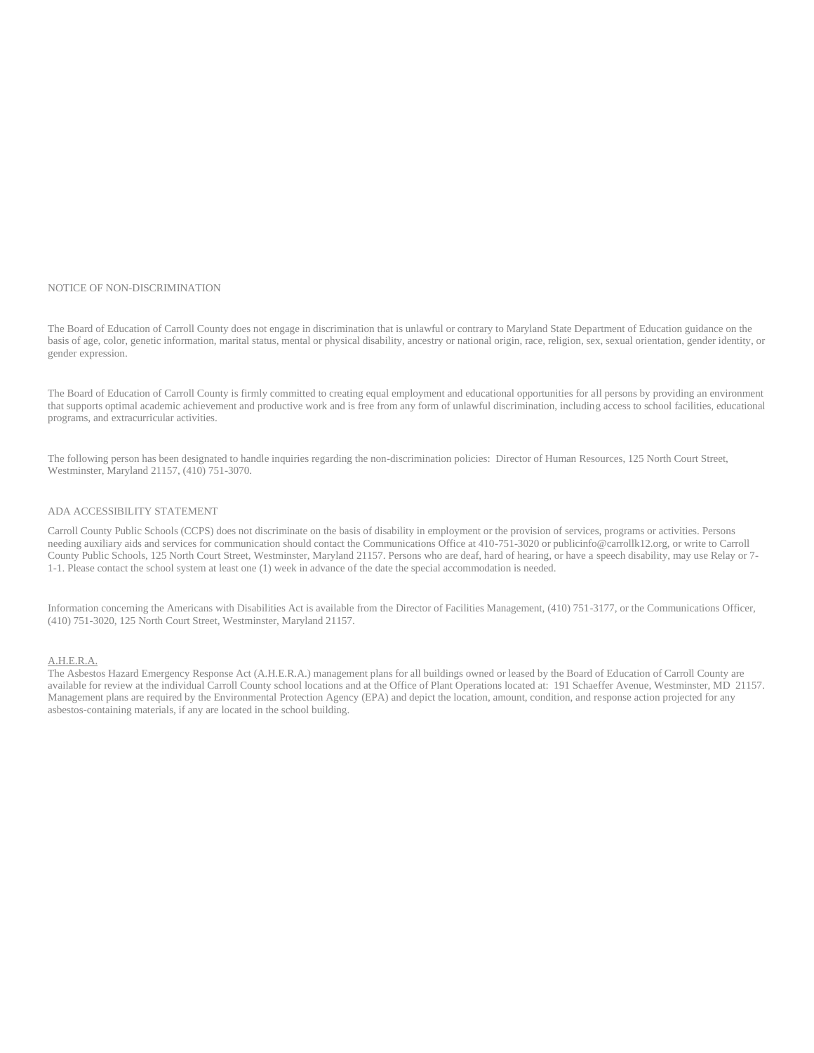## NOTICE OF NON-DISCRIMINATION

The Board of Education of Carroll County does not engage in discrimination that is unlawful or contrary to Maryland State Department of Education guidance on the basis of age, color, genetic information, marital status, mental or physical disability, ancestry or national origin, race, religion, sex, sexual orientation, gender identity, or gender expression.

The Board of Education of Carroll County is firmly committed to creating equal employment and educational opportunities for all persons by providing an environment that supports optimal academic achievement and productive work and is free from any form of unlawful discrimination, including access to school facilities, educational programs, and extracurricular activities.

The following person has been designated to handle inquiries regarding the non-discrimination policies: Director of Human Resources, 125 North Court Street, Westminster, Maryland 21157, (410) 751-3070.

## ADA ACCESSIBILITY STATEMENT

Carroll County Public Schools (CCPS) does not discriminate on the basis of disability in employment or the provision of services, programs or activities. Persons needing auxiliary aids and services for communication should contact the Communications Office at 410-751-3020 or publicinfo@carrollk12.org, or write to Carroll County Public Schools, 125 North Court Street, Westminster, Maryland 21157. Persons who are deaf, hard of hearing, or have a speech disability, may use Relay or 7-1-1. Please contact the school system at least one (1) week in advance of the date the special accommodation is needed.

Information concerning the Americans with Disabilities Act is available from the Director of Facilities Management, (410) 751-3177, or the Communications Officer, (410) 751-3020, 125 North Court Street, Westminster, Maryland 21157.

## A.H.E.R.A.

The Asbestos Hazard Emergency Response Act (A.H.E.R.A.) management plans for all buildings owned or leased by the Board of Education of Carroll County are available for review at the individual Carroll County school locations and at the Office of Plant Operations located at: 191 Schaeffer Avenue, Westminster, MD 21157. Management plans are required by the Environmental Protection Agency (EPA) and depict the location, amount, condition, and response action projected for any asbestos-containing materials, if any are located in the school building.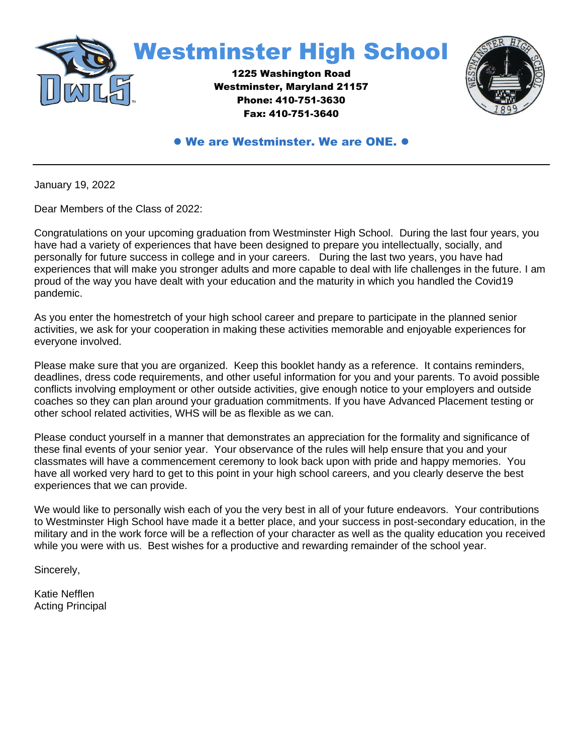# Westminster High School

**1225 Washington Road**
**Westminster, Maryland 21157**
**Phone: 410-751-3630**
**Fax: 410-751-3640**

**● We are Westminster. We are ONE. ●**

---

January 19, 2022

Dear Members of the Class of 2022:

Congratulations on your upcoming graduation from Westminster High School. During the last four years, you have had a variety of experiences that have been designed to prepare you intellectually, socially, and personally for future success in college and in your careers. During the last two years, you have had experiences that will make you stronger adults and more capable to deal with life challenges in the future. I am proud of the way you have dealt with your education and the maturity in which you handled the Covid19 pandemic.

As you enter the homestretch of your high school career and prepare to participate in the planned senior activities, we ask for your cooperation in making these activities memorable and enjoyable experiences for everyone involved.

Please make sure that you are organized. Keep this booklet handy as a reference. It contains reminders, deadlines, dress code requirements, and other useful information for you and your parents. To avoid possible conflicts involving employment or other outside activities, give enough notice to your employers and outside coaches so they can plan around your graduation commitments. If you have Advanced Placement testing or other school related activities, WHS will be as flexible as we can.

Please conduct yourself in a manner that demonstrates an appreciation for the formality and significance of these final events of your senior year. Your observance of the rules will help ensure that you and your classmates will have a commencement ceremony to look back upon with pride and happy memories. You have all worked very hard to get to this point in your high school careers, and you clearly deserve the best experiences that we can provide.

We would like to personally wish each of you the very best in all of your future endeavors. Your contributions to Westminster High School have made it a better place, and your success in post-secondary education, in the military and in the work force will be a reflection of your character as well as the quality education you received while you were with us. Best wishes for a productive and rewarding remainder of the school year.

Sincerely,

Katie Nefflen
Acting Principal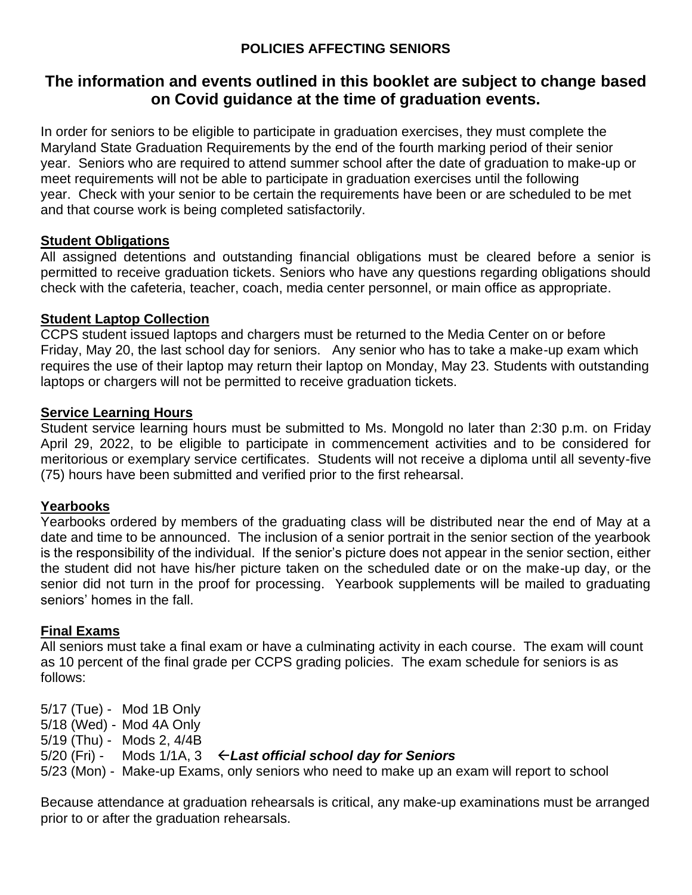**POLICIES AFFECTING SENIORS**

## The information and events outlined in this booklet are subject to change based on Covid guidance at the time of graduation events.

In order for seniors to be eligible to participate in graduation exercises, they must complete the Maryland State Graduation Requirements by the end of the fourth marking period of their senior year. Seniors who are required to attend summer school after the date of graduation to make-up or meet requirements will not be able to participate in graduation exercises until the following year. Check with your senior to be certain the requirements have been or are scheduled to be met and that course work is being completed satisfactorily.

### Student Obligations

All assigned detentions and outstanding financial obligations must be cleared before a senior is permitted to receive graduation tickets. Seniors who have any questions regarding obligations should check with the cafeteria, teacher, coach, media center personnel, or main office as appropriate.

### Student Laptop Collection

CCPS student issued laptops and chargers must be returned to the Media Center on or before Friday, May 20, the last school day for seniors. Any senior who has to take a make-up exam which requires the use of their laptop may return their laptop on Monday, May 23. Students with outstanding laptops or chargers will not be permitted to receive graduation tickets.

### Service Learning Hours

Student service learning hours must be submitted to Ms. Mongold no later than 2:30 p.m. on Friday April 29, 2022, to be eligible to participate in commencement activities and to be considered for meritorious or exemplary service certificates. Students will not receive a diploma until all seventy-five (75) hours have been submitted and verified prior to the first rehearsal.

### Yearbooks

Yearbooks ordered by members of the graduating class will be distributed near the end of May at a date and time to be announced. The inclusion of a senior portrait in the senior section of the yearbook is the responsibility of the individual. If the senior's picture does not appear in the senior section, either the student did not have his/her picture taken on the scheduled date or on the make-up day, or the senior did not turn in the proof for processing. Yearbook supplements will be mailed to graduating seniors' homes in the fall.

### Final Exams

All seniors must take a final exam or have a culminating activity in each course. The exam will count as 10 percent of the final grade per CCPS grading policies. The exam schedule for seniors is as follows:

5/17 (Tue) - Mod 1B Only
5/18 (Wed) - Mod 4A Only
5/19 (Thu) - Mods 2, 4/4B
5/20 (Fri) - Mods 1/1A, 3 ←***Last official school day for Seniors***
5/23 (Mon) - Make-up Exams, only seniors who need to make up an exam will report to school

Because attendance at graduation rehearsals is critical, any make-up examinations must be arranged prior to or after the graduation rehearsals.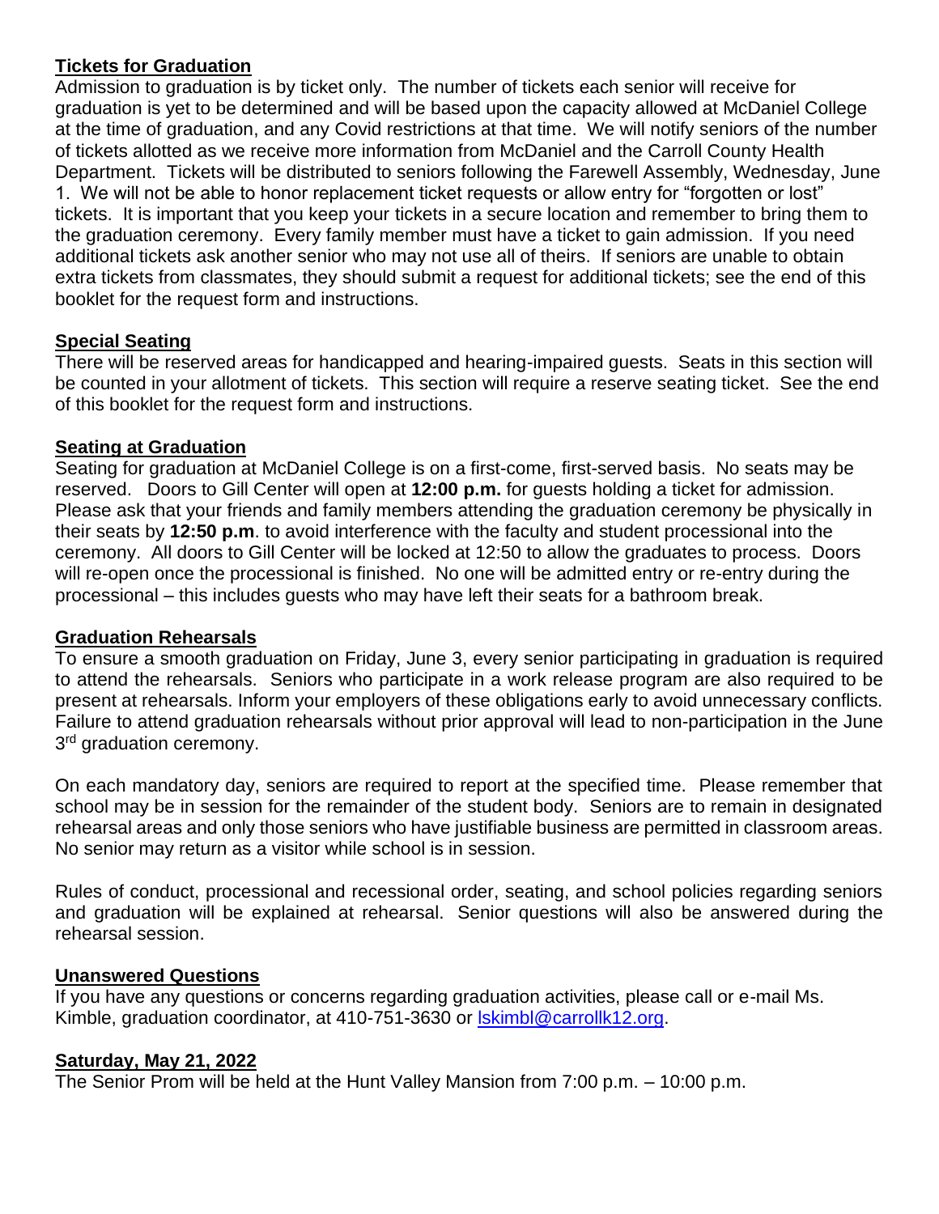**Tickets for Graduation**

Admission to graduation is by ticket only. The number of tickets each senior will receive for graduation is yet to be determined and will be based upon the capacity allowed at McDaniel College at the time of graduation, and any Covid restrictions at that time. We will notify seniors of the number of tickets allotted as we receive more information from McDaniel and the Carroll County Health Department. Tickets will be distributed to seniors following the Farewell Assembly, Wednesday, June 1. We will not be able to honor replacement ticket requests or allow entry for "forgotten or lost" tickets. It is important that you keep your tickets in a secure location and remember to bring them to the graduation ceremony. Every family member must have a ticket to gain admission. If you need additional tickets ask another senior who may not use all of theirs. If seniors are unable to obtain extra tickets from classmates, they should submit a request for additional tickets; see the end of this booklet for the request form and instructions.

**Special Seating**

There will be reserved areas for handicapped and hearing-impaired guests. Seats in this section will be counted in your allotment of tickets. This section will require a reserve seating ticket. See the end of this booklet for the request form and instructions.

**Seating at Graduation**

Seating for graduation at McDaniel College is on a first-come, first-served basis. No seats may be reserved. Doors to Gill Center will open at **12:00 p.m.** for guests holding a ticket for admission. Please ask that your friends and family members attending the graduation ceremony be physically in their seats by **12:50 p.m**. to avoid interference with the faculty and student processional into the ceremony. All doors to Gill Center will be locked at 12:50 to allow the graduates to process. Doors will re-open once the processional is finished. No one will be admitted entry or re-entry during the processional – this includes guests who may have left their seats for a bathroom break.

**Graduation Rehearsals**

To ensure a smooth graduation on Friday, June 3, every senior participating in graduation is required to attend the rehearsals. Seniors who participate in a work release program are also required to be present at rehearsals. Inform your employers of these obligations early to avoid unnecessary conflicts. Failure to attend graduation rehearsals without prior approval will lead to non-participation in the June 3rd graduation ceremony.

On each mandatory day, seniors are required to report at the specified time. Please remember that school may be in session for the remainder of the student body. Seniors are to remain in designated rehearsal areas and only those seniors who have justifiable business are permitted in classroom areas. No senior may return as a visitor while school is in session.

Rules of conduct, processional and recessional order, seating, and school policies regarding seniors and graduation will be explained at rehearsal. Senior questions will also be answered during the rehearsal session.

**Unanswered Questions**

If you have any questions or concerns regarding graduation activities, please call or e-mail Ms. Kimble, graduation coordinator, at 410-751-3630 or lskimbl@carrollk12.org.

**Saturday, May 21, 2022**

The Senior Prom will be held at the Hunt Valley Mansion from 7:00 p.m. – 10:00 p.m.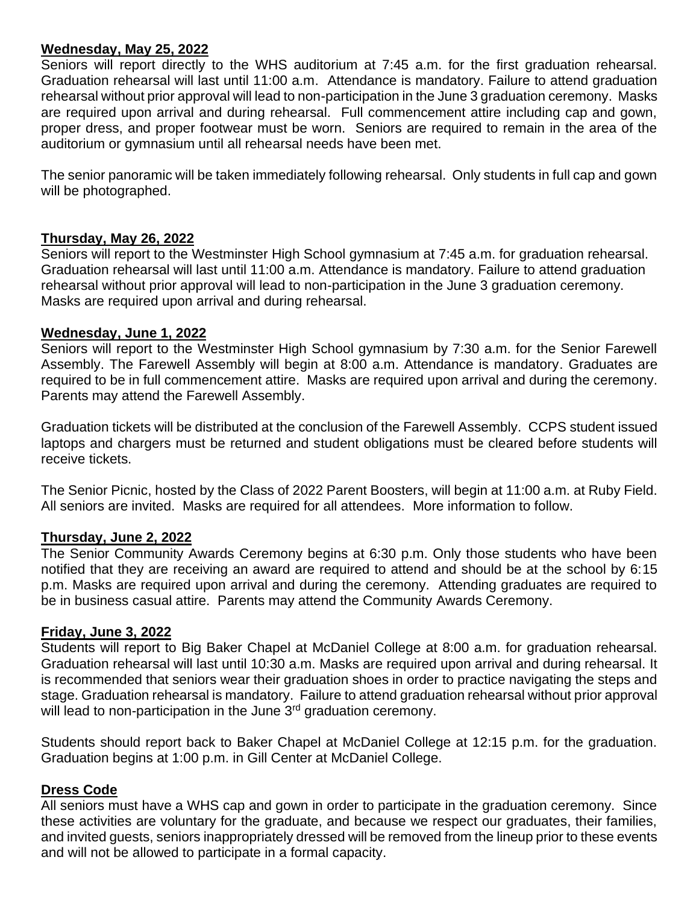**Wednesday, May 25, 2022**

Seniors will report directly to the WHS auditorium at 7:45 a.m. for the first graduation rehearsal. Graduation rehearsal will last until 11:00 a.m. Attendance is mandatory. Failure to attend graduation rehearsal without prior approval will lead to non-participation in the June 3 graduation ceremony. Masks are required upon arrival and during rehearsal. Full commencement attire including cap and gown, proper dress, and proper footwear must be worn. Seniors are required to remain in the area of the auditorium or gymnasium until all rehearsal needs have been met.

The senior panoramic will be taken immediately following rehearsal. Only students in full cap and gown will be photographed.

**Thursday, May 26, 2022**

Seniors will report to the Westminster High School gymnasium at 7:45 a.m. for graduation rehearsal. Graduation rehearsal will last until 11:00 a.m. Attendance is mandatory. Failure to attend graduation rehearsal without prior approval will lead to non-participation in the June 3 graduation ceremony. Masks are required upon arrival and during rehearsal.

**Wednesday, June 1, 2022**

Seniors will report to the Westminster High School gymnasium by 7:30 a.m. for the Senior Farewell Assembly. The Farewell Assembly will begin at 8:00 a.m. Attendance is mandatory. Graduates are required to be in full commencement attire. Masks are required upon arrival and during the ceremony. Parents may attend the Farewell Assembly.

Graduation tickets will be distributed at the conclusion of the Farewell Assembly. CCPS student issued laptops and chargers must be returned and student obligations must be cleared before students will receive tickets.

The Senior Picnic, hosted by the Class of 2022 Parent Boosters, will begin at 11:00 a.m. at Ruby Field. All seniors are invited. Masks are required for all attendees. More information to follow.

**Thursday, June 2, 2022**

The Senior Community Awards Ceremony begins at 6:30 p.m. Only those students who have been notified that they are receiving an award are required to attend and should be at the school by 6:15 p.m. Masks are required upon arrival and during the ceremony. Attending graduates are required to be in business casual attire. Parents may attend the Community Awards Ceremony.

**Friday, June 3, 2022**

Students will report to Big Baker Chapel at McDaniel College at 8:00 a.m. for graduation rehearsal. Graduation rehearsal will last until 10:30 a.m. Masks are required upon arrival and during rehearsal. It is recommended that seniors wear their graduation shoes in order to practice navigating the steps and stage. Graduation rehearsal is mandatory. Failure to attend graduation rehearsal without prior approval will lead to non-participation in the June 3rd graduation ceremony.

Students should report back to Baker Chapel at McDaniel College at 12:15 p.m. for the graduation. Graduation begins at 1:00 p.m. in Gill Center at McDaniel College.

**Dress Code**

All seniors must have a WHS cap and gown in order to participate in the graduation ceremony. Since these activities are voluntary for the graduate, and because we respect our graduates, their families, and invited guests, seniors inappropriately dressed will be removed from the lineup prior to these events and will not be allowed to participate in a formal capacity.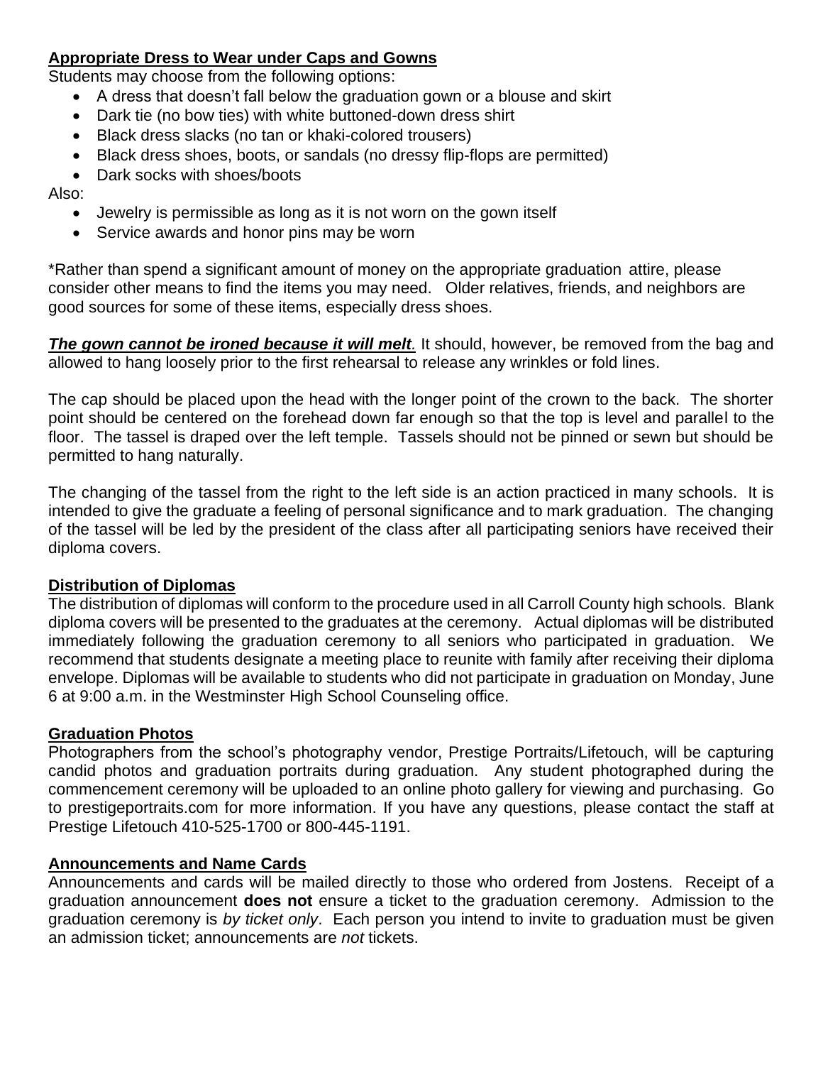**Appropriate Dress to Wear under Caps and Gowns**

Students may choose from the following options:

- A dress that doesn't fall below the graduation gown or a blouse and skirt
- Dark tie (no bow ties) with white buttoned-down dress shirt
- Black dress slacks (no tan or khaki-colored trousers)
- Black dress shoes, boots, or sandals (no dressy flip-flops are permitted)
- Dark socks with shoes/boots

Also:

- Jewelry is permissible as long as it is not worn on the gown itself
- Service awards and honor pins may be worn

*Rather than spend a significant amount of money on the appropriate graduation attire, please consider other means to find the items you may need. Older relatives, friends, and neighbors are good sources for some of these items, especially dress shoes.

***The gown cannot be ironed because it will melt.*** It should, however, be removed from the bag and allowed to hang loosely prior to the first rehearsal to release any wrinkles or fold lines.

The cap should be placed upon the head with the longer point of the crown to the back. The shorter point should be centered on the forehead down far enough so that the top is level and parallel to the floor. The tassel is draped over the left temple. Tassels should not be pinned or sewn but should be permitted to hang naturally.

The changing of the tassel from the right to the left side is an action practiced in many schools. It is intended to give the graduate a feeling of personal significance and to mark graduation. The changing of the tassel will be led by the president of the class after all participating seniors have received their diploma covers.

**Distribution of Diplomas**

The distribution of diplomas will conform to the procedure used in all Carroll County high schools. Blank diploma covers will be presented to the graduates at the ceremony. Actual diplomas will be distributed immediately following the graduation ceremony to all seniors who participated in graduation. We recommend that students designate a meeting place to reunite with family after receiving their diploma envelope. Diplomas will be available to students who did not participate in graduation on Monday, June 6 at 9:00 a.m. in the Westminster High School Counseling office.

**Graduation Photos**

Photographers from the school's photography vendor, Prestige Portraits/Lifetouch, will be capturing candid photos and graduation portraits during graduation. Any student photographed during the commencement ceremony will be uploaded to an online photo gallery for viewing and purchasing. Go to prestigeportraits.com for more information. If you have any questions, please contact the staff at Prestige Lifetouch 410-525-1700 or 800-445-1191.

**Announcements and Name Cards**

Announcements and cards will be mailed directly to those who ordered from Jostens. Receipt of a graduation announcement **does not** ensure a ticket to the graduation ceremony. Admission to the graduation ceremony is *by ticket only*. Each person you intend to invite to graduation must be given an admission ticket; announcements are *not* tickets.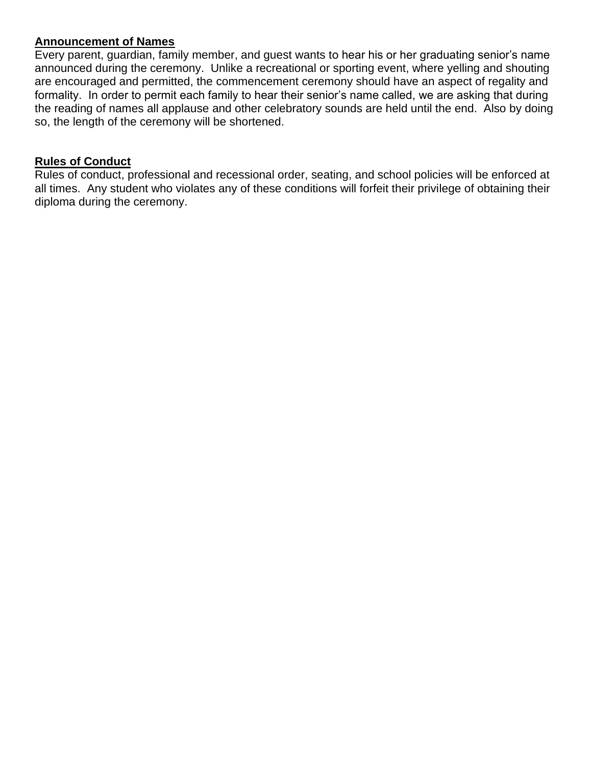## Announcement of Names

Every parent, guardian, family member, and guest wants to hear his or her graduating senior's name announced during the ceremony. Unlike a recreational or sporting event, where yelling and shouting are encouraged and permitted, the commencement ceremony should have an aspect of regality and formality. In order to permit each family to hear their senior's name called, we are asking that during the reading of names all applause and other celebratory sounds are held until the end. Also by doing so, the length of the ceremony will be shortened.

## Rules of Conduct

Rules of conduct, professional and recessional order, seating, and school policies will be enforced at all times. Any student who violates any of these conditions will forfeit their privilege of obtaining their diploma during the ceremony.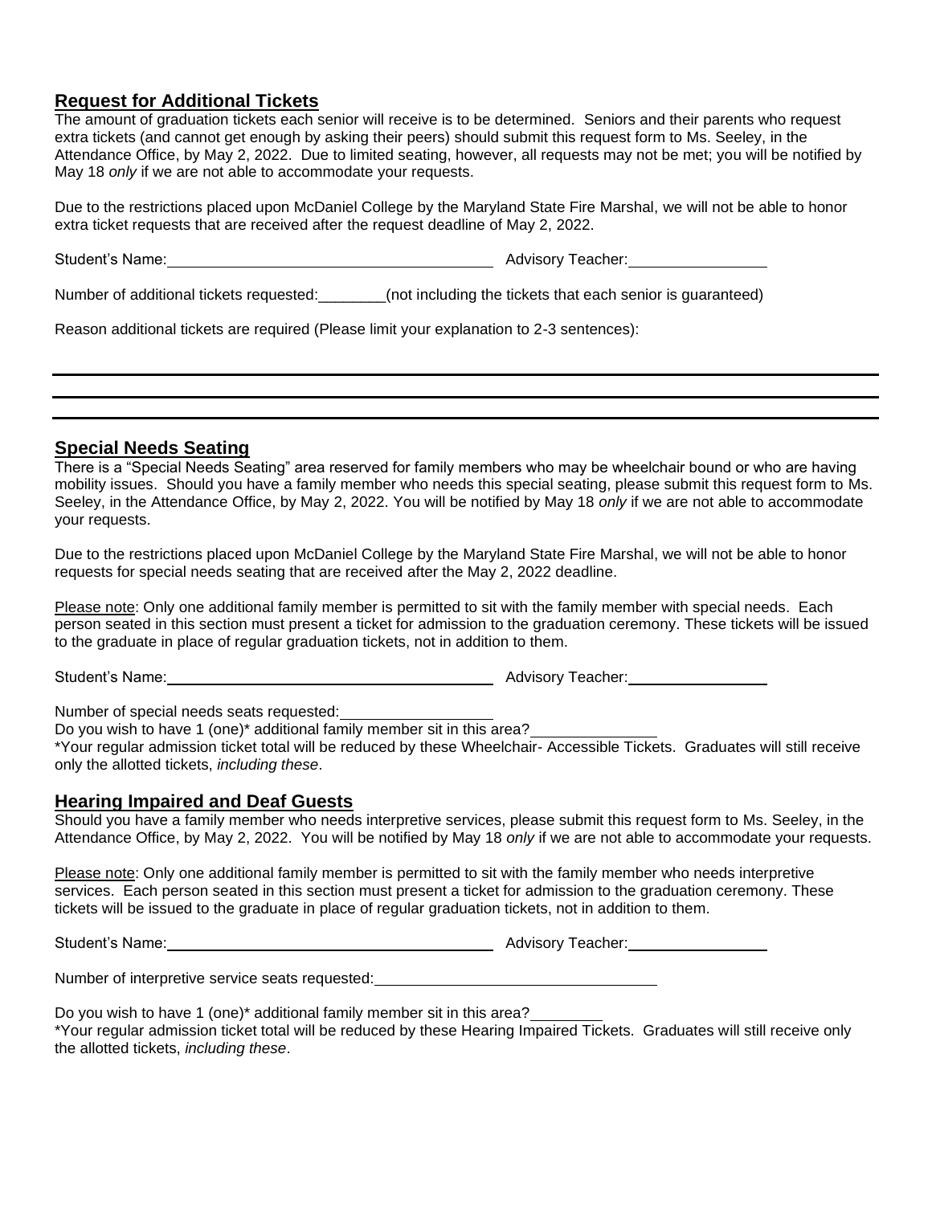## Request for Additional Tickets

The amount of graduation tickets each senior will receive is to be determined. Seniors and their parents who request extra tickets (and cannot get enough by asking their peers) should submit this request form to Ms. Seeley, in the Attendance Office, by May 2, 2022. Due to limited seating, however, all requests may not be met; you will be notified by May 18 *only* if we are not able to accommodate your requests.

Due to the restrictions placed upon McDaniel College by the Maryland State Fire Marshal, we will not be able to honor extra ticket requests that are received after the request deadline of May 2, 2022.

Student's Name:______________________________________ Advisory Teacher:________________

Number of additional tickets requested:________(not including the tickets that each senior is guaranteed)

Reason additional tickets are required (Please limit your explanation to 2-3 sentences):

_____________________________________________________________________________

_____________________________________________________________________________

_____________________________________________________________________________

## Special Needs Seating

There is a "Special Needs Seating" area reserved for family members who may be wheelchair bound or who are having mobility issues. Should you have a family member who needs this special seating, please submit this request form to Ms. Seeley, in the Attendance Office, by May 2, 2022. You will be notified by May 18 *only* if we are not able to accommodate your requests.

Due to the restrictions placed upon McDaniel College by the Maryland State Fire Marshal, we will not be able to honor requests for special needs seating that are received after the May 2, 2022 deadline.

Please note: Only one additional family member is permitted to sit with the family member with special needs. Each person seated in this section must present a ticket for admission to the graduation ceremony. These tickets will be issued to the graduate in place of regular graduation tickets, not in addition to them.

Student's Name:________________________________________ Advisory Teacher:_________________

Number of special needs seats requested:__________________

Do you wish to have 1 (one)* additional family member sit in this area?_______________

*Your regular admission ticket total will be reduced by these Wheelchair- Accessible Tickets. Graduates will still receive only the allotted tickets, *including these*.

## Hearing Impaired and Deaf Guests

Should you have a family member who needs interpretive services, please submit this request form to Ms. Seeley, in the Attendance Office, by May 2, 2022. You will be notified by May 18 *only* if we are not able to accommodate your requests.

Please note: Only one additional family member is permitted to sit with the family member who needs interpretive services. Each person seated in this section must present a ticket for admission to the graduation ceremony. These tickets will be issued to the graduate in place of regular graduation tickets, not in addition to them.

Student's Name:________________________________________ Advisory Teacher:_________________

Number of interpretive service seats requested:_________________________________

Do you wish to have 1 (one)* additional family member sit in this area?________

*Your regular admission ticket total will be reduced by these Hearing Impaired Tickets. Graduates will still receive only the allotted tickets, *including these*.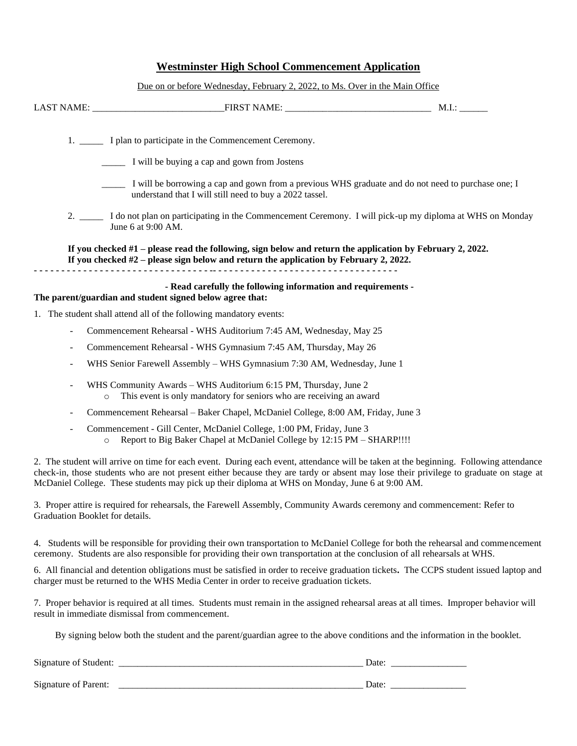## Westminster High School Commencement Application

Due on or before Wednesday, February 2, 2022, to Ms. Over in the Main Office

LAST NAME: ___________________________FIRST NAME: ______________________________ M.I.: ______

1. _____ I plan to participate in the Commencement Ceremony.

   _____ I will be buying a cap and gown from Jostens

   _____ I will be borrowing a cap and gown from a previous WHS graduate and do not need to purchase one; I understand that I will still need to buy a 2022 tassel.

2. _____ I do not plan on participating in the Commencement Ceremony. I will pick-up my diploma at WHS on Monday June 6 at 9:00 AM.

**If you checked #1 – please read the following, sign below and return the application by February 2, 2022.**
**If you checked #2 – please sign below and return the application by February 2, 2022.**

- - - - - - - - - - - - - - - - - - - - - - - - - - - - - - - - - - - - - - - - - - - - - - - - - - - - - - - - - - - - - - - - - - -

**- Read carefully the following information and requirements -**

**The parent/guardian and student signed below agree that:**

1. The student shall attend all of the following mandatory events:
   - Commencement Rehearsal - WHS Auditorium 7:45 AM, Wednesday, May 25
   - Commencement Rehearsal - WHS Gymnasium 7:45 AM, Thursday, May 26
   - WHS Senior Farewell Assembly – WHS Gymnasium 7:30 AM, Wednesday, June 1
   - WHS Community Awards – WHS Auditorium 6:15 PM, Thursday, June 2
     - This event is only mandatory for seniors who are receiving an award
   - Commencement Rehearsal – Baker Chapel, McDaniel College, 8:00 AM, Friday, June 3
   - Commencement - Gill Center, McDaniel College, 1:00 PM, Friday, June 3
     - Report to Big Baker Chapel at McDaniel College by 12:15 PM – SHARP!!!!

2. The student will arrive on time for each event. During each event, attendance will be taken at the beginning. Following attendance check-in, those students who are not present either because they are tardy or absent may lose their privilege to graduate on stage at McDaniel College. These students may pick up their diploma at WHS on Monday, June 6 at 9:00 AM.

3. Proper attire is required for rehearsals, the Farewell Assembly, Community Awards ceremony and commencement: Refer to Graduation Booklet for details.

4. Students will be responsible for providing their own transportation to McDaniel College for both the rehearsal and commencement ceremony. Students are also responsible for providing their own transportation at the conclusion of all rehearsals at WHS.

6. All financial and detention obligations must be satisfied in order to receive graduation tickets**.** The CCPS student issued laptop and charger must be returned to the WHS Media Center in order to receive graduation tickets.

7. Proper behavior is required at all times. Students must remain in the assigned rehearsal areas at all times. Improper behavior will result in immediate dismissal from commencement.

By signing below both the student and the parent/guardian agree to the above conditions and the information in the booklet.

Signature of Student: _____________________________________________________ Date: ________________

Signature of Parent: _____________________________________________________ Date: ________________